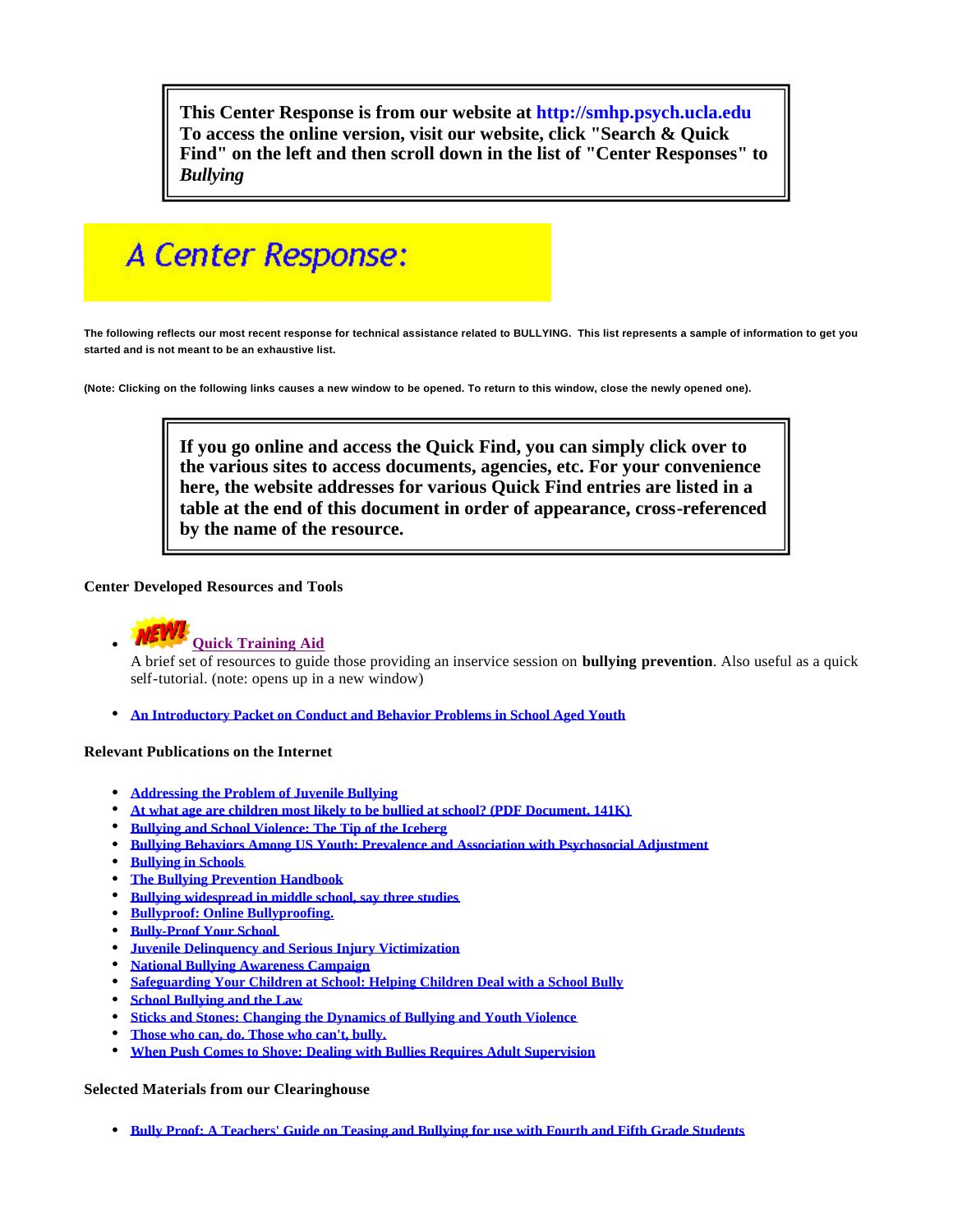This Center Response is from our website at **http://smhp.psych.ucla.edu**
**To access the online version, visit our website, click "Search & Quick Find" on the left and then scroll down in the list of "Center Responses" to *Bullying***

# A Center Response:

**The following reflects our most recent response for technical assistance related to BULLYING. This list represents a sample of information to get you started and is not meant to be an exhaustive list.**

**(Note: Clicking on the following links causes a new window to be opened. To return to this window, close the newly opened one).**

**If you go online and access the Quick Find, you can simply click over to the various sites to access documents, agencies, etc. For your convenience here, the website addresses for various Quick Find entries are listed in a table at the end of this document in order of appearance, cross-referenced by the name of the resource.**

### Center Developed Resources and Tools

- NEW! **Quick Training Aid**
  A brief set of resources to guide those providing an inservice session on **bullying prevention**. Also useful as a quick self-tutorial. (note: opens up in a new window)

- An Introductory Packet on Conduct and Behavior Problems in School Aged Youth

### Relevant Publications on the Internet

- Addressing the Problem of Juvenile Bullying
- At what age are children most likely to be bullied at school? (PDF Document, 141K)
- Bullying and School Violence: The Tip of the Iceberg
- Bullying Behaviors Among US Youth: Prevalence and Association with Psychosocial Adjustment
- Bullying in Schools
- The Bullying Prevention Handbook
- Bullying widespread in middle school, say three studies
- Bullyproof: Online Bullyproofing.
- Bully-Proof Your School
- Juvenile Delinquency and Serious Injury Victimization
- National Bullying Awareness Campaign
- Safeguarding Your Children at School: Helping Children Deal with a School Bully
- School Bullying and the Law
- Sticks and Stones: Changing the Dynamics of Bullying and Youth Violence
- Those who can, do. Those who can't, bully.
- When Push Comes to Shove: Dealing with Bullies Requires Adult Supervision

### Selected Materials from our Clearinghouse

- Bully Proof: A Teachers' Guide on Teasing and Bullying for use with Fourth and Fifth Grade Students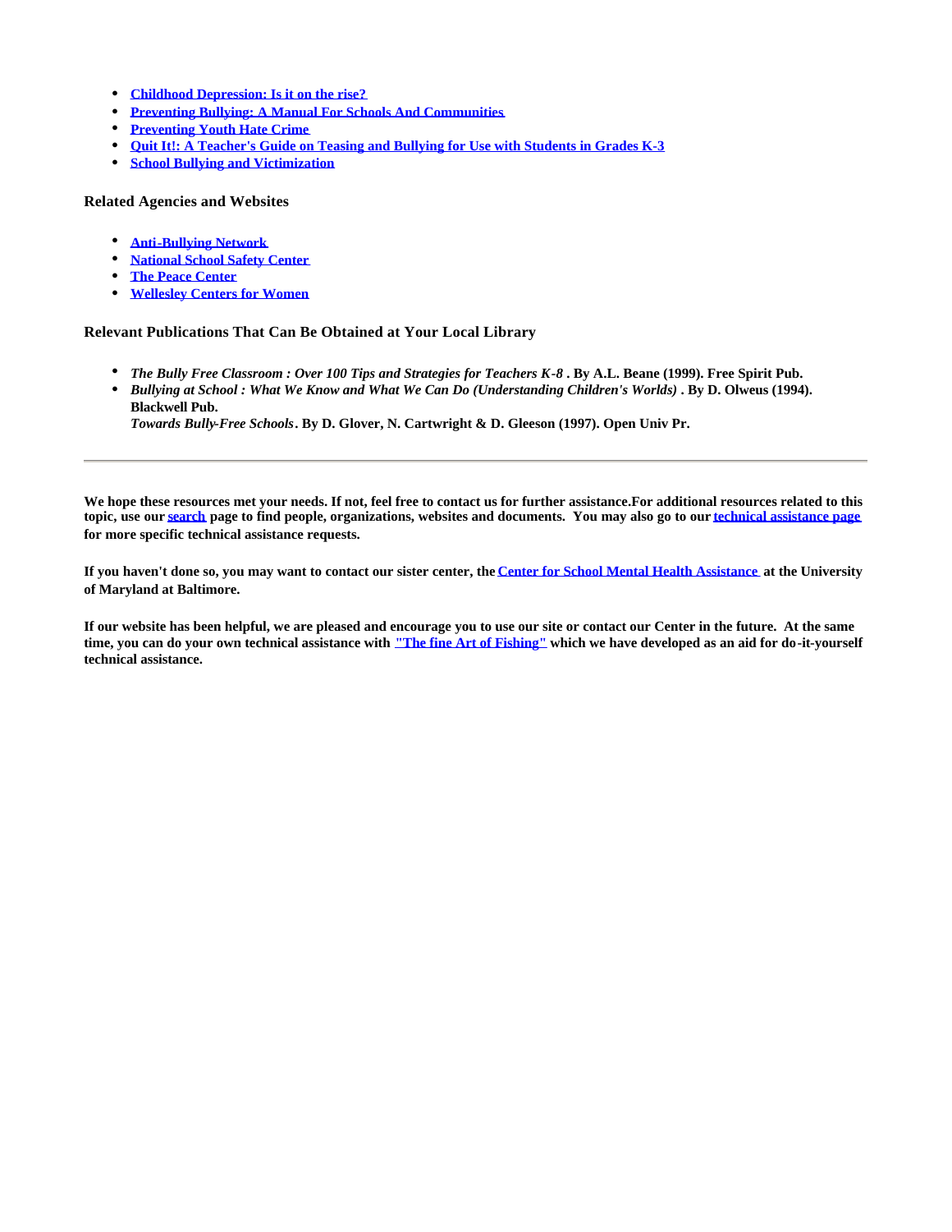- Childhood Depression: Is it on the rise?
- Preventing Bullying: A Manual For Schools And Communities
- Preventing Youth Hate Crime
- Quit It!: A Teacher's Guide on Teasing and Bullying for Use with Students in Grades K-3
- School Bullying and Victimization

### Related Agencies and Websites

- Anti-Bullying Network
- National School Safety Center
- The Peace Center
- Wellesley Centers for Women

### Relevant Publications That Can Be Obtained at Your Local Library

- *The Bully Free Classroom : Over 100 Tips and Strategies for Teachers K-8* . By A.L. Beane (1999). Free Spirit Pub.
- *Bullying at School : What We Know and What We Can Do (Understanding Children's Worlds)* . By D. Olweus (1994). Blackwell Pub.
  *Towards Bully-Free Schools*. By D. Glover, N. Cartwright & D. Gleeson (1997). Open Univ Pr.

---

**We hope these resources met your needs. If not, feel free to contact us for further assistance.For additional resources related to this topic, use our search page to find people, organizations, websites and documents. You may also go to our technical assistance page for more specific technical assistance requests.**

**If you haven't done so, you may want to contact our sister center, the Center for School Mental Health Assistance at the University of Maryland at Baltimore.**

**If our website has been helpful, we are pleased and encourage you to use our site or contact our Center in the future. At the same time, you can do your own technical assistance with "The fine Art of Fishing" which we have developed as an aid for do-it-yourself technical assistance.**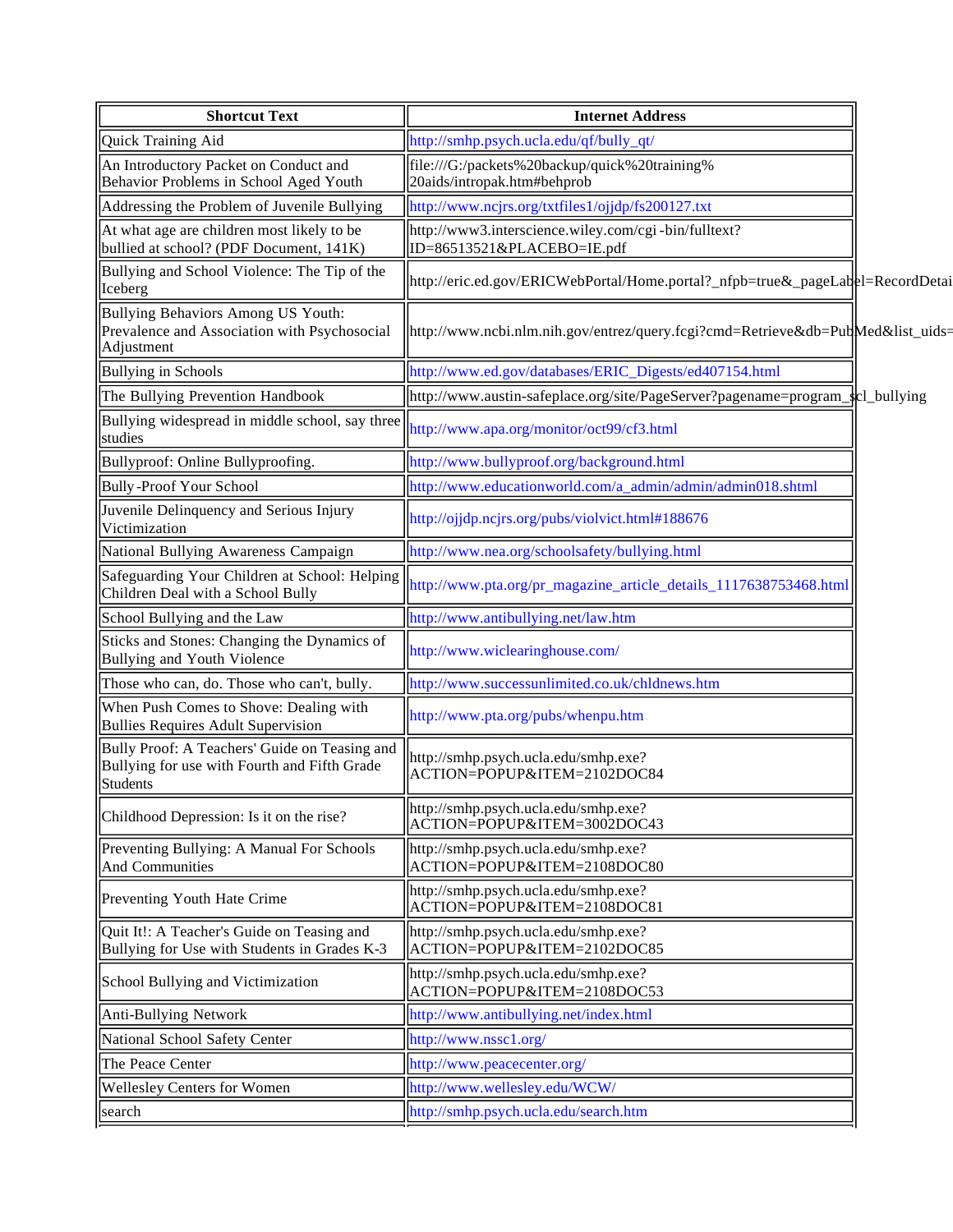| Shortcut Text | Internet Address |
|---|---|
| Quick Training Aid | http://smhp.psych.ucla.edu/qf/bully_qt/ |
| An Introductory Packet on Conduct and Behavior Problems in School Aged Youth | file:///G:/packets%20backup/quick%20training%20aids/intropak.htm#behprob |
| Addressing the Problem of Juvenile Bullying | http://www.ncjrs.org/txtfiles1/ojjdp/fs200127.txt |
| At what age are children most likely to be bullied at school? (PDF Document, 141K) | http://www3.interscience.wiley.com/cgi-bin/fulltext?ID=86513521&PLACEBO=IE.pdf |
| Bullying and School Violence: The Tip of the Iceberg | http://eric.ed.gov/ERICWebPortal/Home.portal?_nfpb=true&_pageLabel=RecordDetai |
| Bullying Behaviors Among US Youth: Prevalence and Association with Psychosocial Adjustment | http://www.ncbi.nlm.nih.gov/entrez/query.fcgi?cmd=Retrieve&db=PubMed&list_uids= |
| Bullying in Schools | http://www.ed.gov/databases/ERIC_Digests/ed407154.html |
| The Bullying Prevention Handbook | http://www.austin-safeplace.org/site/PageServer?pagename=program_scl_bullying |
| Bullying widespread in middle school, say three studies | http://www.apa.org/monitor/oct99/cf3.html |
| Bullyproof: Online Bullyproofing. | http://www.bullyproof.org/background.html |
| Bully-Proof Your School | http://www.educationworld.com/a_admin/admin/admin018.shtml |
| Juvenile Delinquency and Serious Injury Victimization | http://ojjdp.ncjrs.org/pubs/violvict.html#188676 |
| National Bullying Awareness Campaign | http://www.nea.org/schoolsafety/bullying.html |
| Safeguarding Your Children at School: Helping Children Deal with a School Bully | http://www.pta.org/pr_magazine_article_details_1117638753468.html |
| School Bullying and the Law | http://www.antibullying.net/law.htm |
| Sticks and Stones: Changing the Dynamics of Bullying and Youth Violence | http://www.wiclearinghouse.com/ |
| Those who can, do. Those who can't, bully. | http://www.successunlimited.co.uk/chldnews.htm |
| When Push Comes to Shove: Dealing with Bullies Requires Adult Supervision | http://www.pta.org/pubs/whenpu.htm |
| Bully Proof: A Teachers' Guide on Teasing and Bullying for use with Fourth and Fifth Grade Students | http://smhp.psych.ucla.edu/smhp.exe?ACTION=POPUP&ITEM=2102DOC84 |
| Childhood Depression: Is it on the rise? | http://smhp.psych.ucla.edu/smhp.exe?ACTION=POPUP&ITEM=3002DOC43 |
| Preventing Bullying: A Manual For Schools And Communities | http://smhp.psych.ucla.edu/smhp.exe?ACTION=POPUP&ITEM=2108DOC80 |
| Preventing Youth Hate Crime | http://smhp.psych.ucla.edu/smhp.exe?ACTION=POPUP&ITEM=2108DOC81 |
| Quit It!: A Teacher's Guide on Teasing and Bullying for Use with Students in Grades K-3 | http://smhp.psych.ucla.edu/smhp.exe?ACTION=POPUP&ITEM=2102DOC85 |
| School Bullying and Victimization | http://smhp.psych.ucla.edu/smhp.exe?ACTION=POPUP&ITEM=2108DOC53 |
| Anti-Bullying Network | http://www.antibullying.net/index.html |
| National School Safety Center | http://www.nssc1.org/ |
| The Peace Center | http://www.peacecenter.org/ |
| Wellesley Centers for Women | http://www.wellesley.edu/WCW/ |
| search | http://smhp.psych.ucla.edu/search.htm |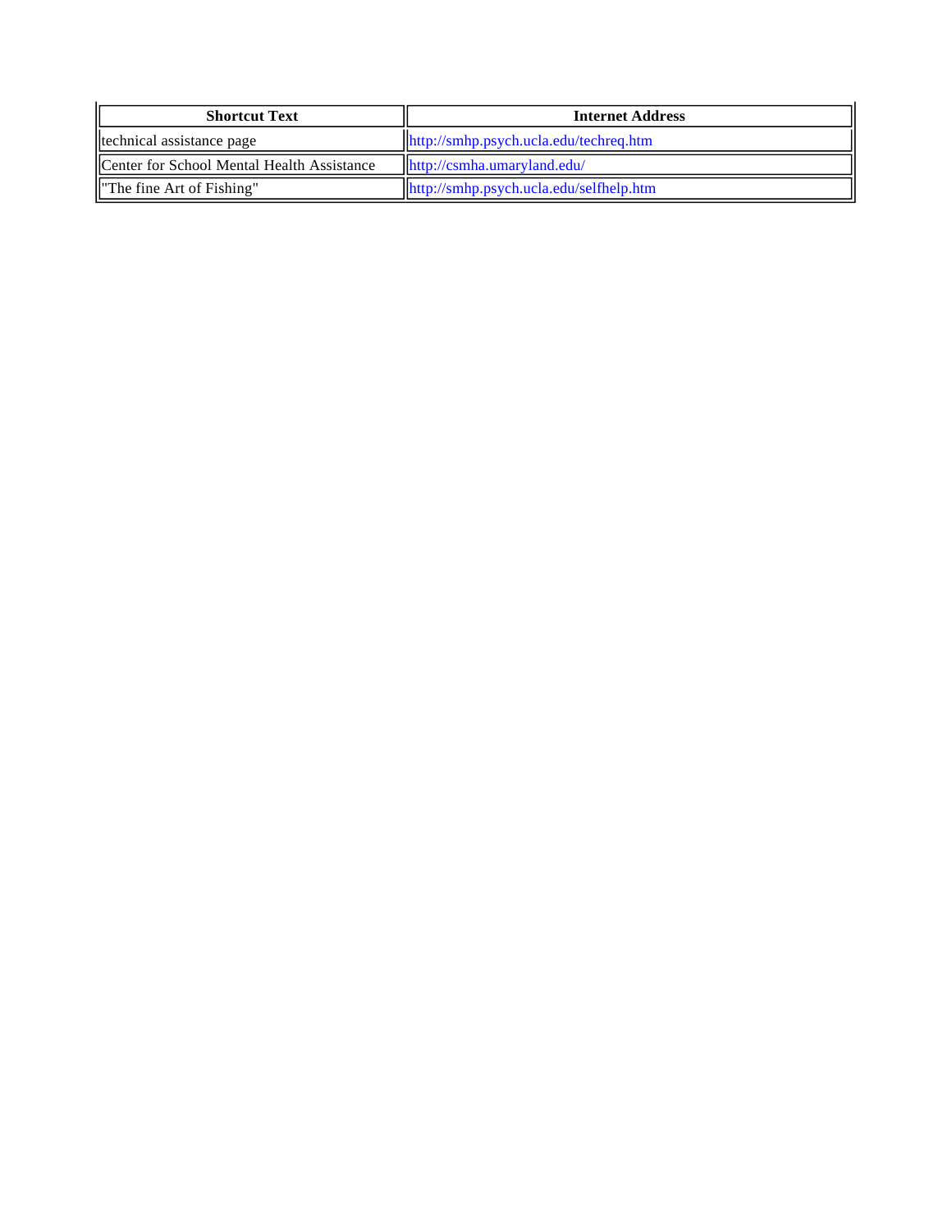| Shortcut Text | Internet Address |
| --- | --- |
| technical assistance page | http://smhp.psych.ucla.edu/techreq.htm |
| Center for School Mental Health Assistance | http://csmha.umaryland.edu/ |
| "The fine Art of Fishing" | http://smhp.psych.ucla.edu/selfhelp.htm |